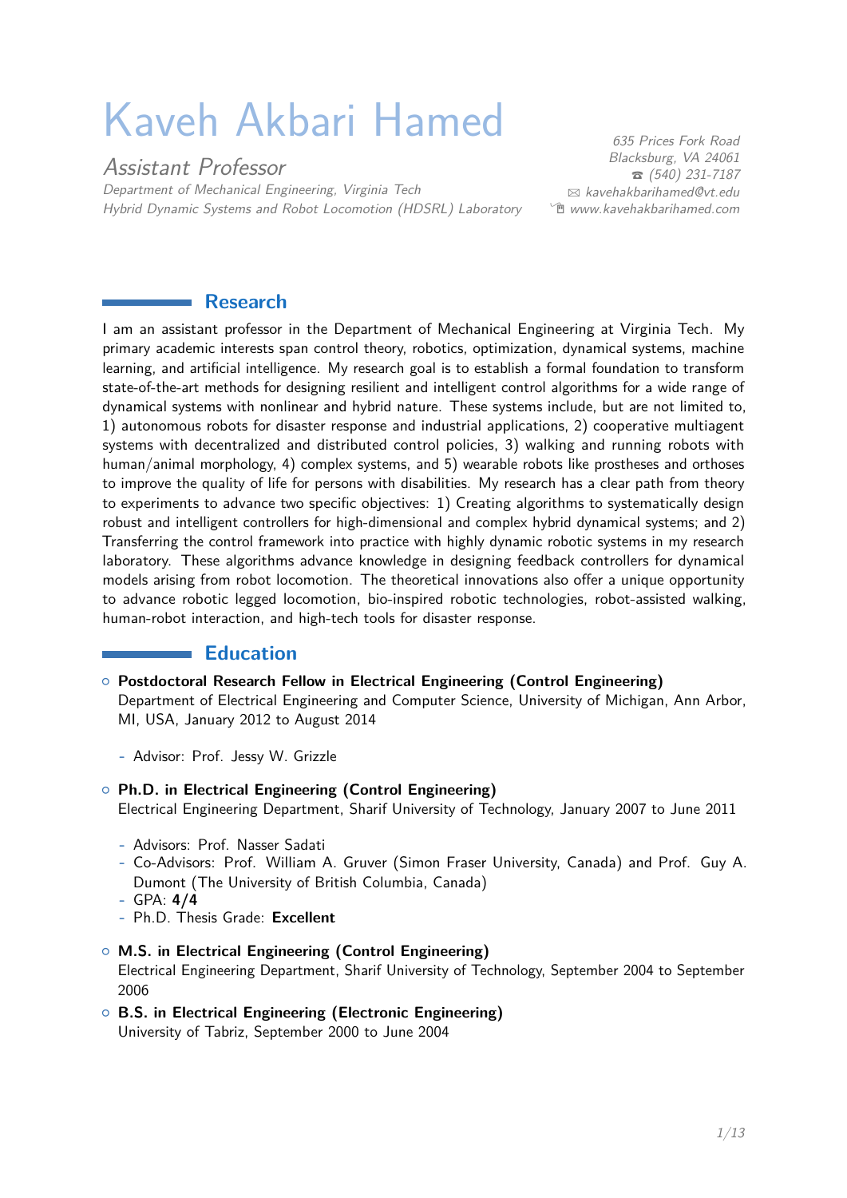# Kaveh Akbari Hamed

*Assistant Professor*

*Department of Mechanical Engineering, Virginia Tech*
*Hybrid Dynamic Systems and Robot Locomotion (HDSRL) Laboratory*

*635 Prices Fork Road*
*Blacksburg, VA 24061*
*☎ (540) 231-7187*
*✉ kavehakbarihamed@vt.edu*
*www.kavehakbarihamed.com*

## Research

I am an assistant professor in the Department of Mechanical Engineering at Virginia Tech. My primary academic interests span control theory, robotics, optimization, dynamical systems, machine learning, and artificial intelligence. My research goal is to establish a formal foundation to transform state-of-the-art methods for designing resilient and intelligent control algorithms for a wide range of dynamical systems with nonlinear and hybrid nature. These systems include, but are not limited to, 1) autonomous robots for disaster response and industrial applications, 2) cooperative multiagent systems with decentralized and distributed control policies, 3) walking and running robots with human/animal morphology, 4) complex systems, and 5) wearable robots like prostheses and orthoses to improve the quality of life for persons with disabilities. My research has a clear path from theory to experiments to advance two specific objectives: 1) Creating algorithms to systematically design robust and intelligent controllers for high-dimensional and complex hybrid dynamical systems; and 2) Transferring the control framework into practice with highly dynamic robotic systems in my research laboratory. These algorithms advance knowledge in designing feedback controllers for dynamical models arising from robot locomotion. The theoretical innovations also offer a unique opportunity to advance robotic legged locomotion, bio-inspired robotic technologies, robot-assisted walking, human-robot interaction, and high-tech tools for disaster response.

## Education

- **Postdoctoral Research Fellow in Electrical Engineering (Control Engineering)**
  Department of Electrical Engineering and Computer Science, University of Michigan, Ann Arbor, MI, USA, January 2012 to August 2014
  - Advisor: Prof. Jessy W. Grizzle
- **Ph.D. in Electrical Engineering (Control Engineering)**
  Electrical Engineering Department, Sharif University of Technology, January 2007 to June 2011
  - Advisors: Prof. Nasser Sadati
  - Co-Advisors: Prof. William A. Gruver (Simon Fraser University, Canada) and Prof. Guy A. Dumont (The University of British Columbia, Canada)
  - GPA: **4/4**
  - Ph.D. Thesis Grade: **Excellent**
- **M.S. in Electrical Engineering (Control Engineering)**
  Electrical Engineering Department, Sharif University of Technology, September 2004 to September 2006
- **B.S. in Electrical Engineering (Electronic Engineering)**
  University of Tabriz, September 2000 to June 2004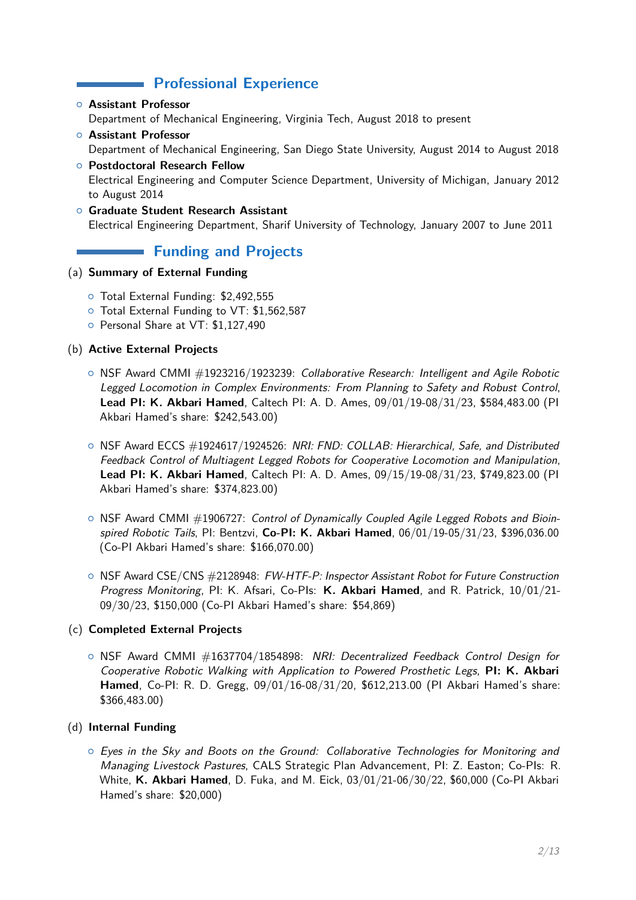## Professional Experience

- **Assistant Professor**
  Department of Mechanical Engineering, Virginia Tech, August 2018 to present
- **Assistant Professor**
  Department of Mechanical Engineering, San Diego State University, August 2014 to August 2018
- **Postdoctoral Research Fellow**
  Electrical Engineering and Computer Science Department, University of Michigan, January 2012 to August 2014
- **Graduate Student Research Assistant**
  Electrical Engineering Department, Sharif University of Technology, January 2007 to June 2011

## Funding and Projects

(a) **Summary of External Funding**

- Total External Funding: $2,492,555
- Total External Funding to VT: $1,562,587
- Personal Share at VT: $1,127,490

(b) **Active External Projects**

- NSF Award CMMI #1923216/1923239: *Collaborative Research: Intelligent and Agile Robotic Legged Locomotion in Complex Environments: From Planning to Safety and Robust Control*, **Lead PI: K. Akbari Hamed**, Caltech PI: A. D. Ames, 09/01/19-08/31/23, $584,483.00 (PI Akbari Hamed's share: $242,543.00)

- NSF Award ECCS #1924617/1924526: *NRI: FND: COLLAB: Hierarchical, Safe, and Distributed Feedback Control of Multiagent Legged Robots for Cooperative Locomotion and Manipulation*, **Lead PI: K. Akbari Hamed**, Caltech PI: A. D. Ames, 09/15/19-08/31/23, $749,823.00 (PI Akbari Hamed's share: $374,823.00)

- NSF Award CMMI #1906727: *Control of Dynamically Coupled Agile Legged Robots and Bioinspired Robotic Tails*, PI: Bentzvi, **Co-PI: K. Akbari Hamed**, 06/01/19-05/31/23, $396,036.00 (Co-PI Akbari Hamed's share: $166,070.00)

- NSF Award CSE/CNS #2128948: *FW-HTF-P: Inspector Assistant Robot for Future Construction Progress Monitoring*, PI: K. Afsari, Co-PIs: **K. Akbari Hamed**, and R. Patrick, 10/01/21-09/30/23, $150,000 (Co-PI Akbari Hamed's share: $54,869)

(c) **Completed External Projects**

- NSF Award CMMI #1637704/1854898: *NRI: Decentralized Feedback Control Design for Cooperative Robotic Walking with Application to Powered Prosthetic Legs*, **PI: K. Akbari Hamed**, Co-PI: R. D. Gregg, 09/01/16-08/31/20, $612,213.00 (PI Akbari Hamed's share: $366,483.00)

(d) **Internal Funding**

- *Eyes in the Sky and Boots on the Ground: Collaborative Technologies for Monitoring and Managing Livestock Pastures*, CALS Strategic Plan Advancement, PI: Z. Easton; Co-PIs: R. White, **K. Akbari Hamed**, D. Fuka, and M. Eick, 03/01/21-06/30/22, $60,000 (Co-PI Akbari Hamed's share: $20,000)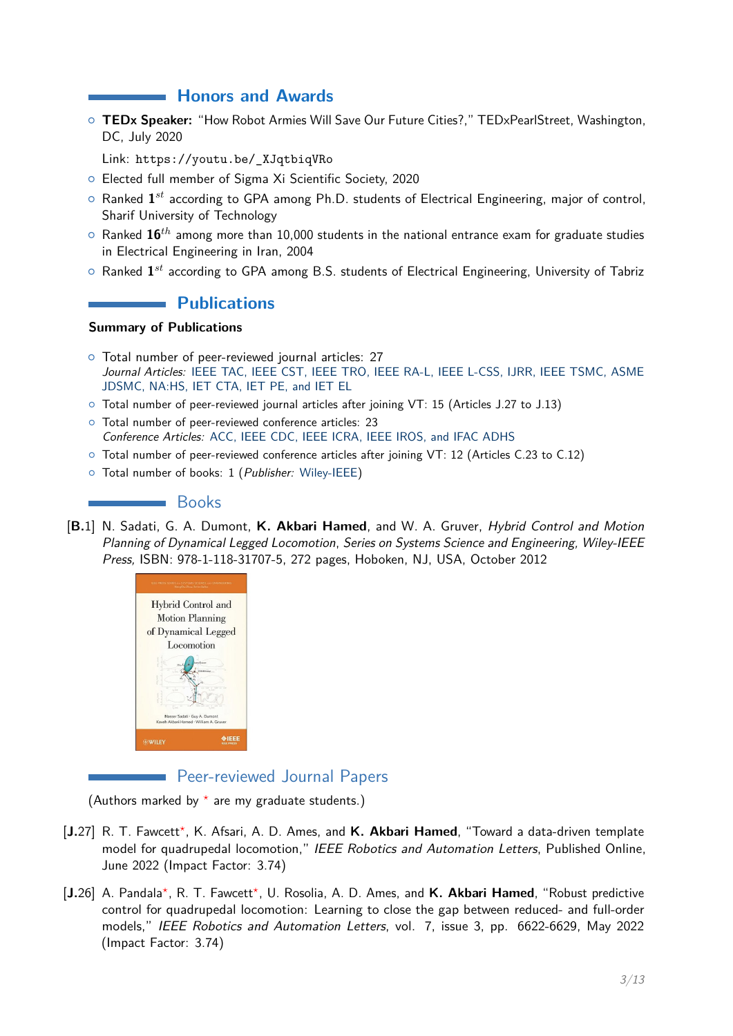## Honors and Awards

- **TEDx Speaker:** "How Robot Armies Will Save Our Future Cities?," TEDxPearlStreet, Washington, DC, July 2020

  Link: `https://youtu.be/_XJqtbiqVRo`
- Elected full member of Sigma Xi Scientific Society, 2020
- Ranked $\mathbf{1}^{st}$ according to GPA among Ph.D. students of Electrical Engineering, major of control, Sharif University of Technology
- Ranked $\mathbf{16}^{th}$ among more than 10,000 students in the national entrance exam for graduate studies in Electrical Engineering in Iran, 2004
- Ranked $\mathbf{1}^{st}$ according to GPA among B.S. students of Electrical Engineering, University of Tabriz

## Publications

**Summary of Publications**

- Total number of peer-reviewed journal articles: 27
  *Journal Articles:* IEEE TAC, IEEE CST, IEEE TRO, IEEE RA-L, IEEE L-CSS, IJRR, IEEE TSMC, ASME JDSMC, NA:HS, IET CTA, IET PE, and IET EL
- Total number of peer-reviewed journal articles after joining VT: 15 (Articles J.27 to J.13)
- Total number of peer-reviewed conference articles: 23
  *Conference Articles:* ACC, IEEE CDC, IEEE ICRA, IEEE IROS, and IFAC ADHS
- Total number of peer-reviewed conference articles after joining VT: 12 (Articles C.23 to C.12)
- Total number of books: 1 (*Publisher:* Wiley-IEEE)

### Books

**[B.1]** N. Sadati, G. A. Dumont, **K. Akbari Hamed**, and W. A. Gruver, *Hybrid Control and Motion Planning of Dynamical Legged Locomotion*, *Series on Systems Science and Engineering, Wiley-IEEE Press,* ISBN: 978-1-118-31707-5, 272 pages, Hoboken, NJ, USA, October 2012

### Peer-reviewed Journal Papers

(Authors marked by * are my graduate students.)

**[J.27]** R. T. Fawcett*, K. Afsari, A. D. Ames, and **K. Akbari Hamed**, "Toward a data-driven template model for quadrupedal locomotion," *IEEE Robotics and Automation Letters*, Published Online, June 2022 (Impact Factor: 3.74)

**[J.26]** A. Pandala*, R. T. Fawcett*, U. Rosolia, A. D. Ames, and **K. Akbari Hamed**, "Robust predictive control for quadrupedal locomotion: Learning to close the gap between reduced- and full-order models," *IEEE Robotics and Automation Letters*, vol. 7, issue 3, pp. 6622-6629, May 2022 (Impact Factor: 3.74)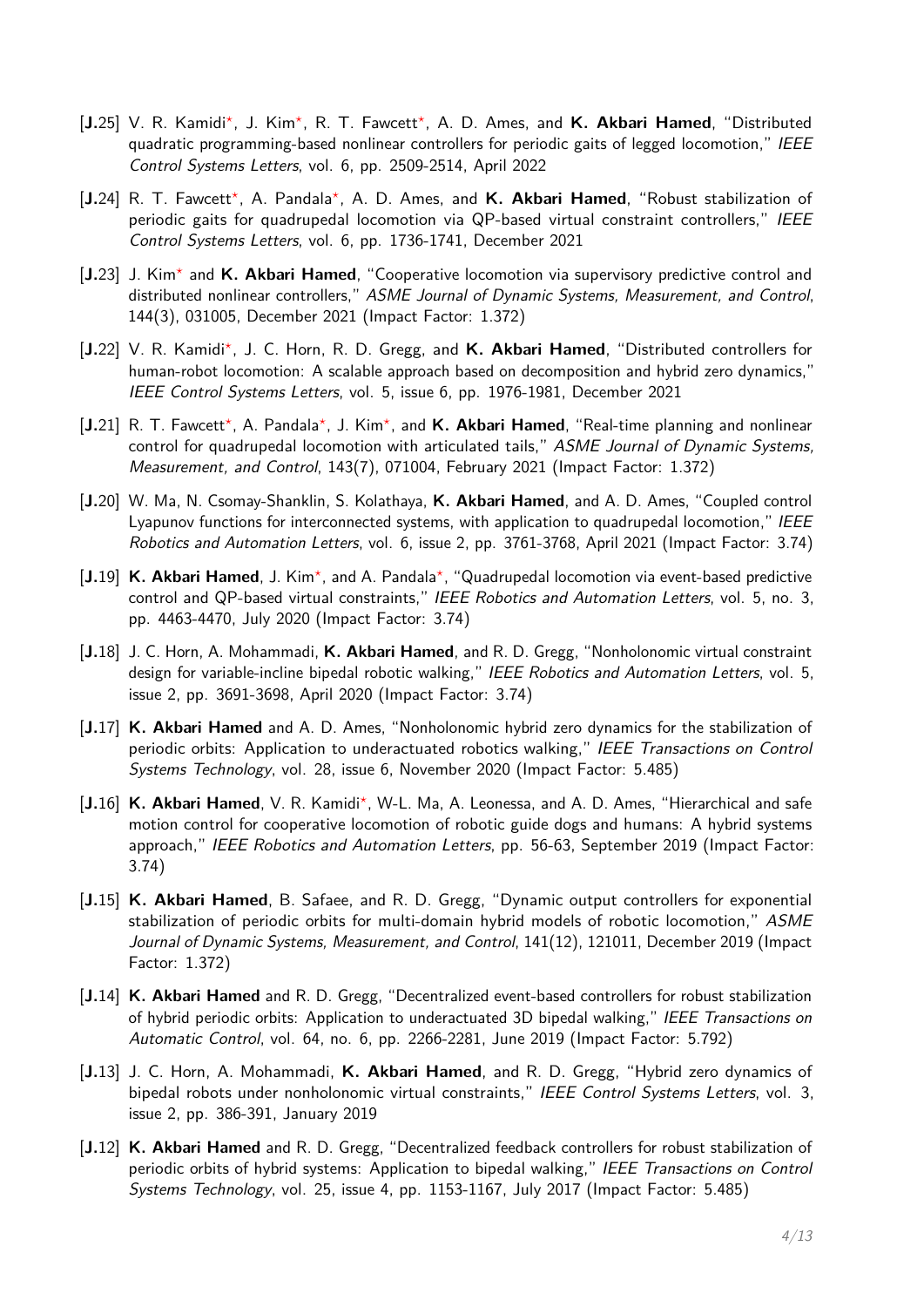- [**J.**25] V. R. Kamidi*, J. Kim*, R. T. Fawcett*, A. D. Ames, and **K. Akbari Hamed**, "Distributed quadratic programming-based nonlinear controllers for periodic gaits of legged locomotion," *IEEE Control Systems Letters*, vol. 6, pp. 2509-2514, April 2022

- [**J.**24] R. T. Fawcett*, A. Pandala*, A. D. Ames, and **K. Akbari Hamed**, "Robust stabilization of periodic gaits for quadrupedal locomotion via QP-based virtual constraint controllers," *IEEE Control Systems Letters*, vol. 6, pp. 1736-1741, December 2021

- [**J.**23] J. Kim* and **K. Akbari Hamed**, "Cooperative locomotion via supervisory predictive control and distributed nonlinear controllers," *ASME Journal of Dynamic Systems, Measurement, and Control*, 144(3), 031005, December 2021 (Impact Factor: 1.372)

- [**J.**22] V. R. Kamidi*, J. C. Horn, R. D. Gregg, and **K. Akbari Hamed**, "Distributed controllers for human-robot locomotion: A scalable approach based on decomposition and hybrid zero dynamics," *IEEE Control Systems Letters*, vol. 5, issue 6, pp. 1976-1981, December 2021

- [**J.**21] R. T. Fawcett*, A. Pandala*, J. Kim*, and **K. Akbari Hamed**, "Real-time planning and nonlinear control for quadrupedal locomotion with articulated tails," *ASME Journal of Dynamic Systems, Measurement, and Control*, 143(7), 071004, February 2021 (Impact Factor: 1.372)

- [**J.**20] W. Ma, N. Csomay-Shanklin, S. Kolathaya, **K. Akbari Hamed**, and A. D. Ames, "Coupled control Lyapunov functions for interconnected systems, with application to quadrupedal locomotion," *IEEE Robotics and Automation Letters*, vol. 6, issue 2, pp. 3761-3768, April 2021 (Impact Factor: 3.74)

- [**J.**19] **K. Akbari Hamed**, J. Kim*, and A. Pandala*, "Quadrupedal locomotion via event-based predictive control and QP-based virtual constraints," *IEEE Robotics and Automation Letters*, vol. 5, no. 3, pp. 4463-4470, July 2020 (Impact Factor: 3.74)

- [**J.**18] J. C. Horn, A. Mohammadi, **K. Akbari Hamed**, and R. D. Gregg, "Nonholonomic virtual constraint design for variable-incline bipedal robotic walking," *IEEE Robotics and Automation Letters*, vol. 5, issue 2, pp. 3691-3698, April 2020 (Impact Factor: 3.74)

- [**J.**17] **K. Akbari Hamed** and A. D. Ames, "Nonholonomic hybrid zero dynamics for the stabilization of periodic orbits: Application to underactuated robotics walking," *IEEE Transactions on Control Systems Technology*, vol. 28, issue 6, November 2020 (Impact Factor: 5.485)

- [**J.**16] **K. Akbari Hamed**, V. R. Kamidi*, W-L. Ma, A. Leonessa, and A. D. Ames, "Hierarchical and safe motion control for cooperative locomotion of robotic guide dogs and humans: A hybrid systems approach," *IEEE Robotics and Automation Letters*, pp. 56-63, September 2019 (Impact Factor: 3.74)

- [**J.**15] **K. Akbari Hamed**, B. Safaee, and R. D. Gregg, "Dynamic output controllers for exponential stabilization of periodic orbits for multi-domain hybrid models of robotic locomotion," *ASME Journal of Dynamic Systems, Measurement, and Control*, 141(12), 121011, December 2019 (Impact Factor: 1.372)

- [**J.**14] **K. Akbari Hamed** and R. D. Gregg, "Decentralized event-based controllers for robust stabilization of hybrid periodic orbits: Application to underactuated 3D bipedal walking," *IEEE Transactions on Automatic Control*, vol. 64, no. 6, pp. 2266-2281, June 2019 (Impact Factor: 5.792)

- [**J.**13] J. C. Horn, A. Mohammadi, **K. Akbari Hamed**, and R. D. Gregg, "Hybrid zero dynamics of bipedal robots under nonholonomic virtual constraints," *IEEE Control Systems Letters*, vol. 3, issue 2, pp. 386-391, January 2019

- [**J.**12] **K. Akbari Hamed** and R. D. Gregg, "Decentralized feedback controllers for robust stabilization of periodic orbits of hybrid systems: Application to bipedal walking," *IEEE Transactions on Control Systems Technology*, vol. 25, issue 4, pp. 1153-1167, July 2017 (Impact Factor: 5.485)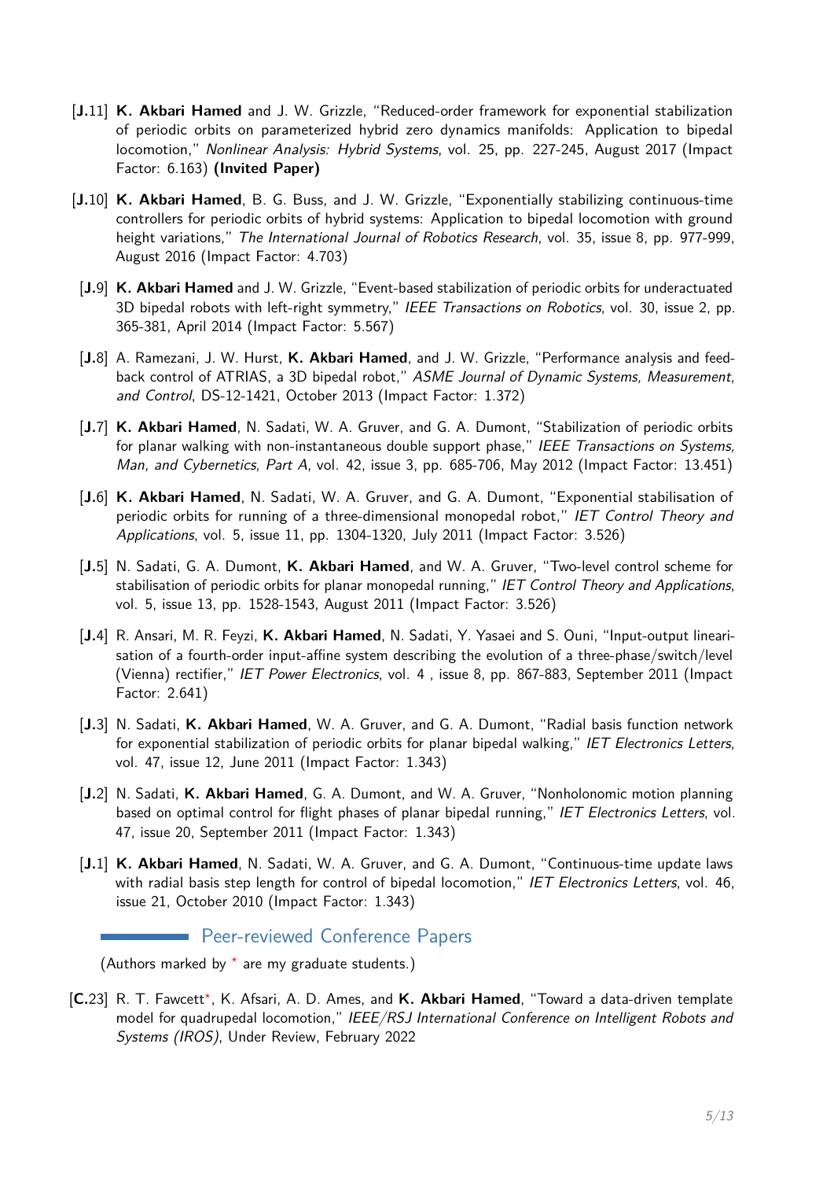- [**J.**11] **K. Akbari Hamed** and J. W. Grizzle, "Reduced-order framework for exponential stabilization of periodic orbits on parameterized hybrid zero dynamics manifolds: Application to bipedal locomotion," *Nonlinear Analysis: Hybrid Systems*, vol. 25, pp. 227-245, August 2017 (Impact Factor: 6.163) **(Invited Paper)**

- [**J.**10] **K. Akbari Hamed**, B. G. Buss, and J. W. Grizzle, "Exponentially stabilizing continuous-time controllers for periodic orbits of hybrid systems: Application to bipedal locomotion with ground height variations," *The International Journal of Robotics Research*, vol. 35, issue 8, pp. 977-999, August 2016 (Impact Factor: 4.703)

- [**J.**9] **K. Akbari Hamed** and J. W. Grizzle, "Event-based stabilization of periodic orbits for underactuated 3D bipedal robots with left-right symmetry," *IEEE Transactions on Robotics*, vol. 30, issue 2, pp. 365-381, April 2014 (Impact Factor: 5.567)

- [**J.**8] A. Ramezani, J. W. Hurst, **K. Akbari Hamed**, and J. W. Grizzle, "Performance analysis and feedback control of ATRIAS, a 3D bipedal robot," *ASME Journal of Dynamic Systems, Measurement, and Control*, DS-12-1421, October 2013 (Impact Factor: 1.372)

- [**J.**7] **K. Akbari Hamed**, N. Sadati, W. A. Gruver, and G. A. Dumont, "Stabilization of periodic orbits for planar walking with non-instantaneous double support phase," *IEEE Transactions on Systems, Man, and Cybernetics, Part A*, vol. 42, issue 3, pp. 685-706, May 2012 (Impact Factor: 13.451)

- [**J.**6] **K. Akbari Hamed**, N. Sadati, W. A. Gruver, and G. A. Dumont, "Exponential stabilisation of periodic orbits for running of a three-dimensional monopedal robot," *IET Control Theory and Applications*, vol. 5, issue 11, pp. 1304-1320, July 2011 (Impact Factor: 3.526)

- [**J.**5] N. Sadati, G. A. Dumont, **K. Akbari Hamed**, and W. A. Gruver, "Two-level control scheme for stabilisation of periodic orbits for planar monopedal running," *IET Control Theory and Applications*, vol. 5, issue 13, pp. 1528-1543, August 2011 (Impact Factor: 3.526)

- [**J.**4] R. Ansari, M. R. Feyzi, **K. Akbari Hamed**, N. Sadati, Y. Yasaei and S. Ouni, "Input-output linearisation of a fourth-order input-affine system describing the evolution of a three-phase/switch/level (Vienna) rectifier," *IET Power Electronics*, vol. 4 , issue 8, pp. 867-883, September 2011 (Impact Factor: 2.641)

- [**J.**3] N. Sadati, **K. Akbari Hamed**, W. A. Gruver, and G. A. Dumont, "Radial basis function network for exponential stabilization of periodic orbits for planar bipedal walking," *IET Electronics Letters*, vol. 47, issue 12, June 2011 (Impact Factor: 1.343)

- [**J.**2] N. Sadati, **K. Akbari Hamed**, G. A. Dumont, and W. A. Gruver, "Nonholonomic motion planning based on optimal control for flight phases of planar bipedal running," *IET Electronics Letters*, vol. 47, issue 20, September 2011 (Impact Factor: 1.343)

- [**J.**1] **K. Akbari Hamed**, N. Sadati, W. A. Gruver, and G. A. Dumont, "Continuous-time update laws with radial basis step length for control of bipedal locomotion," *IET Electronics Letters*, vol. 46, issue 21, October 2010 (Impact Factor: 1.343)

## Peer-reviewed Conference Papers

(Authors marked by * are my graduate students.)

- [**C.**23] R. T. Fawcett*, K. Afsari, A. D. Ames, and **K. Akbari Hamed**, "Toward a data-driven template model for quadrupedal locomotion," *IEEE/RSJ International Conference on Intelligent Robots and Systems (IROS)*, Under Review, February 2022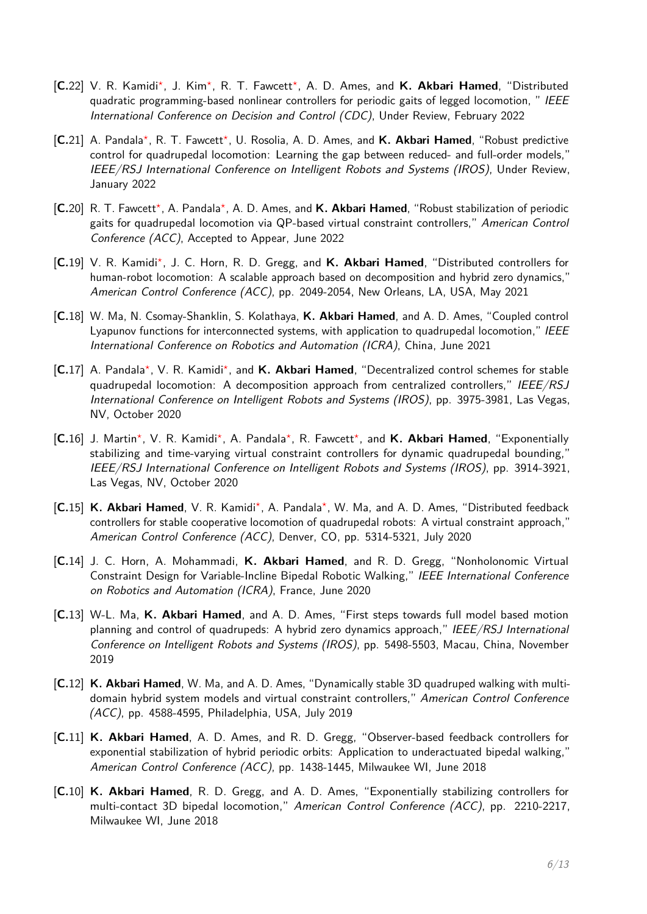- **[C.22]** V. R. Kamidi*, J. Kim*, R. T. Fawcett*, A. D. Ames, and **K. Akbari Hamed**, "Distributed quadratic programming-based nonlinear controllers for periodic gaits of legged locomotion, " *IEEE International Conference on Decision and Control (CDC)*, Under Review, February 2022

- **[C.21]** A. Pandala*, R. T. Fawcett*, U. Rosolia, A. D. Ames, and **K. Akbari Hamed**, "Robust predictive control for quadrupedal locomotion: Learning the gap between reduced- and full-order models," *IEEE/RSJ International Conference on Intelligent Robots and Systems (IROS)*, Under Review, January 2022

- **[C.20]** R. T. Fawcett*, A. Pandala*, A. D. Ames, and **K. Akbari Hamed**, "Robust stabilization of periodic gaits for quadrupedal locomotion via QP-based virtual constraint controllers," *American Control Conference (ACC)*, Accepted to Appear, June 2022

- **[C.19]** V. R. Kamidi*, J. C. Horn, R. D. Gregg, and **K. Akbari Hamed**, "Distributed controllers for human-robot locomotion: A scalable approach based on decomposition and hybrid zero dynamics," *American Control Conference (ACC)*, pp. 2049-2054, New Orleans, LA, USA, May 2021

- **[C.18]** W. Ma, N. Csomay-Shanklin, S. Kolathaya, **K. Akbari Hamed**, and A. D. Ames, "Coupled control Lyapunov functions for interconnected systems, with application to quadrupedal locomotion," *IEEE International Conference on Robotics and Automation (ICRA)*, China, June 2021

- **[C.17]** A. Pandala*, V. R. Kamidi*, and **K. Akbari Hamed**, "Decentralized control schemes for stable quadrupedal locomotion: A decomposition approach from centralized controllers," *IEEE/RSJ International Conference on Intelligent Robots and Systems (IROS)*, pp. 3975-3981, Las Vegas, NV, October 2020

- **[C.16]** J. Martin*, V. R. Kamidi*, A. Pandala*, R. Fawcett*, and **K. Akbari Hamed**, "Exponentially stabilizing and time-varying virtual constraint controllers for dynamic quadrupedal bounding," *IEEE/RSJ International Conference on Intelligent Robots and Systems (IROS)*, pp. 3914-3921, Las Vegas, NV, October 2020

- **[C.15]** **K. Akbari Hamed**, V. R. Kamidi*, A. Pandala*, W. Ma, and A. D. Ames, "Distributed feedback controllers for stable cooperative locomotion of quadrupedal robots: A virtual constraint approach," *American Control Conference (ACC)*, Denver, CO, pp. 5314-5321, July 2020

- **[C.14]** J. C. Horn, A. Mohammadi, **K. Akbari Hamed**, and R. D. Gregg, "Nonholonomic Virtual Constraint Design for Variable-Incline Bipedal Robotic Walking," *IEEE International Conference on Robotics and Automation (ICRA)*, France, June 2020

- **[C.13]** W-L. Ma, **K. Akbari Hamed**, and A. D. Ames, "First steps towards full model based motion planning and control of quadrupeds: A hybrid zero dynamics approach," *IEEE/RSJ International Conference on Intelligent Robots and Systems (IROS)*, pp. 5498-5503, Macau, China, November 2019

- **[C.12]** **K. Akbari Hamed**, W. Ma, and A. D. Ames, "Dynamically stable 3D quadruped walking with multi-domain hybrid system models and virtual constraint controllers," *American Control Conference (ACC)*, pp. 4588-4595, Philadelphia, USA, July 2019

- **[C.11]** **K. Akbari Hamed**, A. D. Ames, and R. D. Gregg, "Observer-based feedback controllers for exponential stabilization of hybrid periodic orbits: Application to underactuated bipedal walking," *American Control Conference (ACC)*, pp. 1438-1445, Milwaukee WI, June 2018

- **[C.10]** **K. Akbari Hamed**, R. D. Gregg, and A. D. Ames, "Exponentially stabilizing controllers for multi-contact 3D bipedal locomotion," *American Control Conference (ACC)*, pp. 2210-2217, Milwaukee WI, June 2018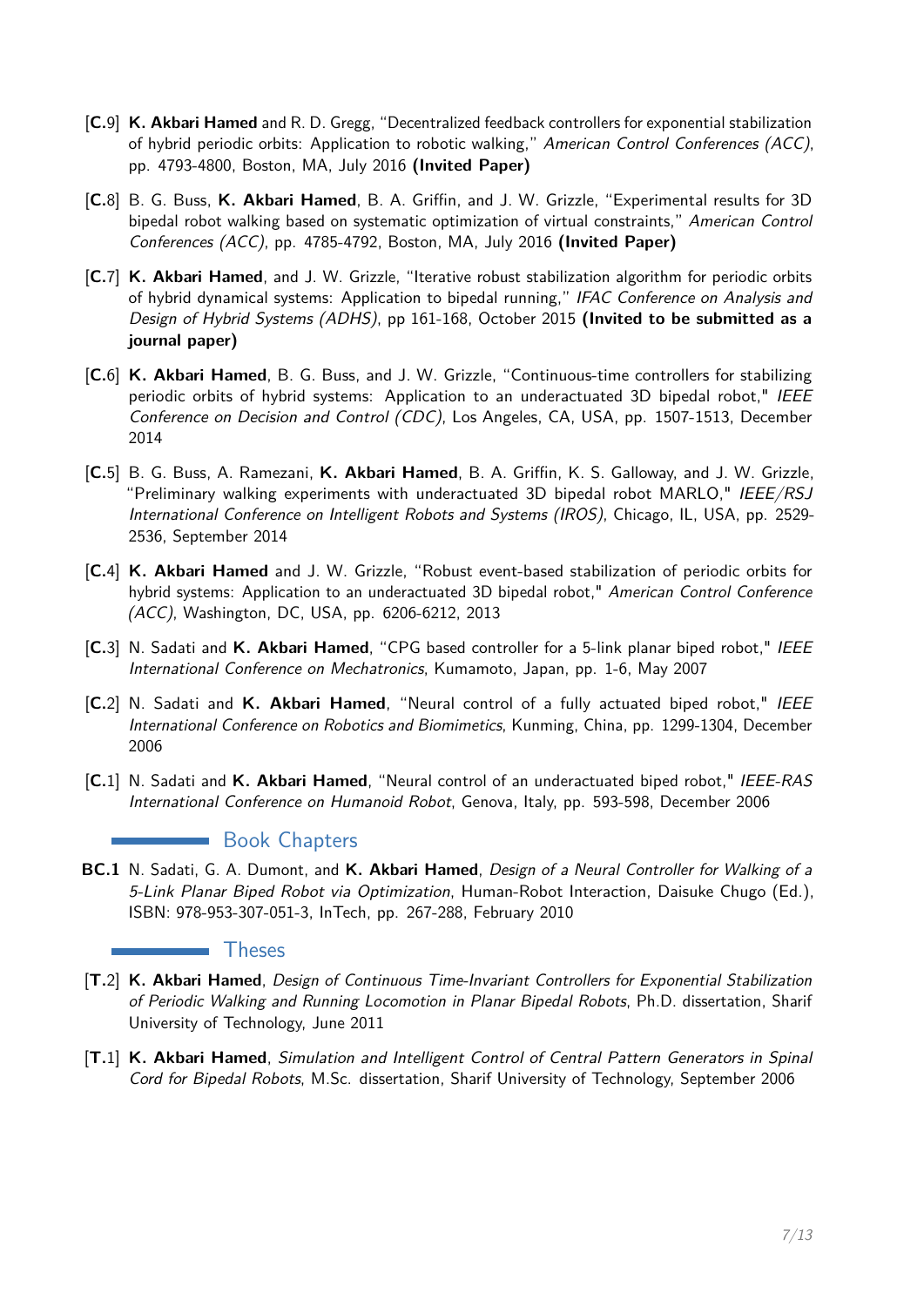- [**C**.9] **K. Akbari Hamed** and R. D. Gregg, "Decentralized feedback controllers for exponential stabilization of hybrid periodic orbits: Application to robotic walking," *American Control Conferences (ACC)*, pp. 4793-4800, Boston, MA, July 2016 **(Invited Paper)**

- [**C**.8] B. G. Buss, **K. Akbari Hamed**, B. A. Griffin, and J. W. Grizzle, "Experimental results for 3D bipedal robot walking based on systematic optimization of virtual constraints," *American Control Conferences (ACC)*, pp. 4785-4792, Boston, MA, July 2016 **(Invited Paper)**

- [**C**.7] **K. Akbari Hamed**, and J. W. Grizzle, "Iterative robust stabilization algorithm for periodic orbits of hybrid dynamical systems: Application to bipedal running," *IFAC Conference on Analysis and Design of Hybrid Systems (ADHS)*, pp 161-168, October 2015 **(Invited to be submitted as a journal paper)**

- [**C**.6] **K. Akbari Hamed**, B. G. Buss, and J. W. Grizzle, "Continuous-time controllers for stabilizing periodic orbits of hybrid systems: Application to an underactuated 3D bipedal robot," *IEEE Conference on Decision and Control (CDC)*, Los Angeles, CA, USA, pp. 1507-1513, December 2014

- [**C**.5] B. G. Buss, A. Ramezani, **K. Akbari Hamed**, B. A. Griffin, K. S. Galloway, and J. W. Grizzle, "Preliminary walking experiments with underactuated 3D bipedal robot MARLO," *IEEE/RSJ International Conference on Intelligent Robots and Systems (IROS)*, Chicago, IL, USA, pp. 2529-2536, September 2014

- [**C**.4] **K. Akbari Hamed** and J. W. Grizzle, "Robust event-based stabilization of periodic orbits for hybrid systems: Application to an underactuated 3D bipedal robot," *American Control Conference (ACC)*, Washington, DC, USA, pp. 6206-6212, 2013

- [**C**.3] N. Sadati and **K. Akbari Hamed**, "CPG based controller for a 5-link planar biped robot," *IEEE International Conference on Mechatronics*, Kumamoto, Japan, pp. 1-6, May 2007

- [**C**.2] N. Sadati and **K. Akbari Hamed**, "Neural control of a fully actuated biped robot," *IEEE International Conference on Robotics and Biomimetics*, Kunming, China, pp. 1299-1304, December 2006

- [**C**.1] N. Sadati and **K. Akbari Hamed**, "Neural control of an underactuated biped robot," *IEEE-RAS International Conference on Humanoid Robot*, Genova, Italy, pp. 593-598, December 2006

## Book Chapters

**BC.1** N. Sadati, G. A. Dumont, and **K. Akbari Hamed**, *Design of a Neural Controller for Walking of a 5-Link Planar Biped Robot via Optimization*, Human-Robot Interaction, Daisuke Chugo (Ed.), ISBN: 978-953-307-051-3, InTech, pp. 267-288, February 2010

## Theses

- [**T**.2] **K. Akbari Hamed**, *Design of Continuous Time-Invariant Controllers for Exponential Stabilization of Periodic Walking and Running Locomotion in Planar Bipedal Robots*, Ph.D. dissertation, Sharif University of Technology, June 2011

- [**T**.1] **K. Akbari Hamed**, *Simulation and Intelligent Control of Central Pattern Generators in Spinal Cord for Bipedal Robots*, M.Sc. dissertation, Sharif University of Technology, September 2006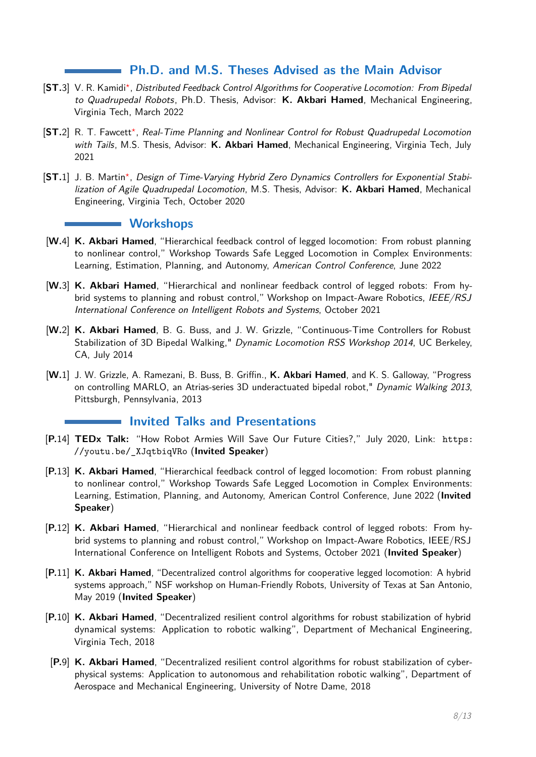## Ph.D. and M.S. Theses Advised as the Main Advisor

[**ST**.3] V. R. Kamidi*, *Distributed Feedback Control Algorithms for Cooperative Locomotion: From Bipedal to Quadrupedal Robots*, Ph.D. Thesis, Advisor: **K. Akbari Hamed**, Mechanical Engineering, Virginia Tech, March 2022

[**ST**.2] R. T. Fawcett*, *Real-Time Planning and Nonlinear Control for Robust Quadrupedal Locomotion with Tails*, M.S. Thesis, Advisor: **K. Akbari Hamed**, Mechanical Engineering, Virginia Tech, July 2021

[**ST**.1] J. B. Martin*, *Design of Time-Varying Hybrid Zero Dynamics Controllers for Exponential Stabilization of Agile Quadrupedal Locomotion*, M.S. Thesis, Advisor: **K. Akbari Hamed**, Mechanical Engineering, Virginia Tech, October 2020

## Workshops

[**W**.4] **K. Akbari Hamed**, "Hierarchical feedback control of legged locomotion: From robust planning to nonlinear control," Workshop Towards Safe Legged Locomotion in Complex Environments: Learning, Estimation, Planning, and Autonomy, *American Control Conference*, June 2022

[**W**.3] **K. Akbari Hamed**, "Hierarchical and nonlinear feedback control of legged robots: From hybrid systems to planning and robust control," Workshop on Impact-Aware Robotics, *IEEE/RSJ International Conference on Intelligent Robots and Systems*, October 2021

[**W**.2] **K. Akbari Hamed**, B. G. Buss, and J. W. Grizzle, "Continuous-Time Controllers for Robust Stabilization of 3D Bipedal Walking," *Dynamic Locomotion RSS Workshop 2014*, UC Berkeley, CA, July 2014

[**W**.1] J. W. Grizzle, A. Ramezani, B. Buss, B. Griffin., **K. Akbari Hamed**, and K. S. Galloway, "Progress on controlling MARLO, an Atrias-series 3D underactuated bipedal robot," *Dynamic Walking 2013*, Pittsburgh, Pennsylvania, 2013

## Invited Talks and Presentations

[**P**.14] **TEDx Talk:** "How Robot Armies Will Save Our Future Cities?," July 2020, Link: https://youtu.be/_XJqtbiqVRo (**Invited Speaker**)

[**P**.13] **K. Akbari Hamed**, "Hierarchical feedback control of legged locomotion: From robust planning to nonlinear control," Workshop Towards Safe Legged Locomotion in Complex Environments: Learning, Estimation, Planning, and Autonomy, American Control Conference, June 2022 (**Invited Speaker**)

[**P**.12] **K. Akbari Hamed**, "Hierarchical and nonlinear feedback control of legged robots: From hybrid systems to planning and robust control," Workshop on Impact-Aware Robotics, IEEE/RSJ International Conference on Intelligent Robots and Systems, October 2021 (**Invited Speaker**)

[**P**.11] **K. Akbari Hamed**, "Decentralized control algorithms for cooperative legged locomotion: A hybrid systems approach," NSF workshop on Human-Friendly Robots, University of Texas at San Antonio, May 2019 (**Invited Speaker**)

[**P**.10] **K. Akbari Hamed**, "Decentralized resilient control algorithms for robust stabilization of hybrid dynamical systems: Application to robotic walking", Department of Mechanical Engineering, Virginia Tech, 2018

[**P**.9] **K. Akbari Hamed**, "Decentralized resilient control algorithms for robust stabilization of cyber-physical systems: Application to autonomous and rehabilitation robotic walking", Department of Aerospace and Mechanical Engineering, University of Notre Dame, 2018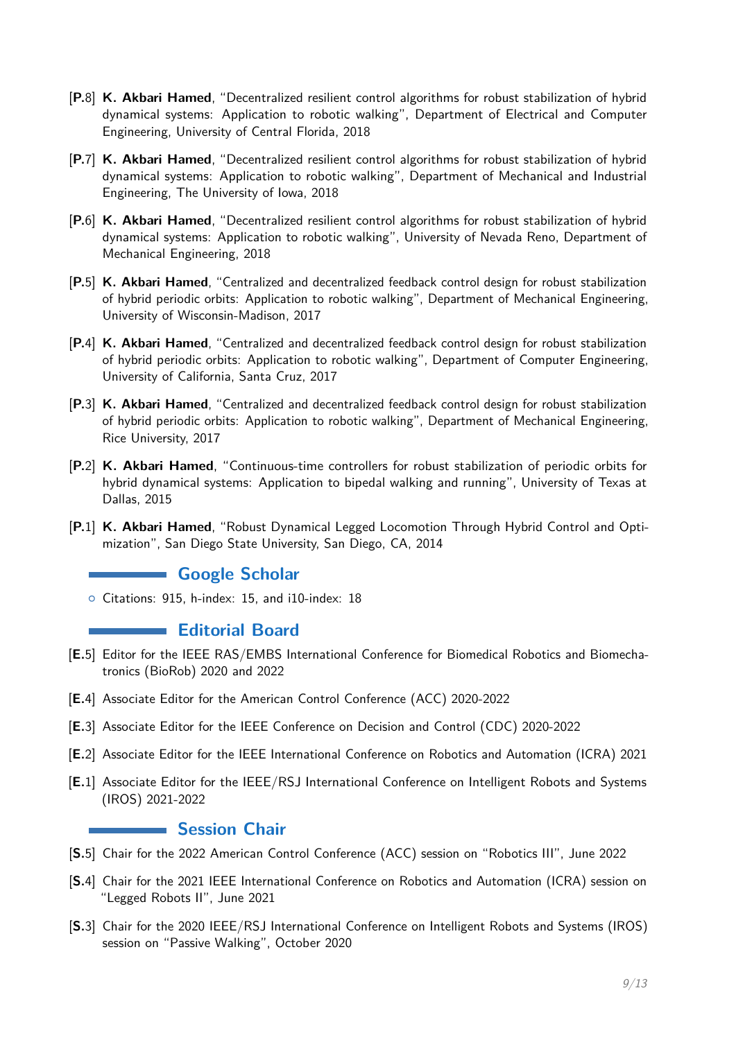- [**P**.8] **K. Akbari Hamed**, "Decentralized resilient control algorithms for robust stabilization of hybrid dynamical systems: Application to robotic walking", Department of Electrical and Computer Engineering, University of Central Florida, 2018
- [**P**.7] **K. Akbari Hamed**, "Decentralized resilient control algorithms for robust stabilization of hybrid dynamical systems: Application to robotic walking", Department of Mechanical and Industrial Engineering, The University of Iowa, 2018
- [**P**.6] **K. Akbari Hamed**, "Decentralized resilient control algorithms for robust stabilization of hybrid dynamical systems: Application to robotic walking", University of Nevada Reno, Department of Mechanical Engineering, 2018
- [**P**.5] **K. Akbari Hamed**, "Centralized and decentralized feedback control design for robust stabilization of hybrid periodic orbits: Application to robotic walking", Department of Mechanical Engineering, University of Wisconsin-Madison, 2017
- [**P**.4] **K. Akbari Hamed**, "Centralized and decentralized feedback control design for robust stabilization of hybrid periodic orbits: Application to robotic walking", Department of Computer Engineering, University of California, Santa Cruz, 2017
- [**P**.3] **K. Akbari Hamed**, "Centralized and decentralized feedback control design for robust stabilization of hybrid periodic orbits: Application to robotic walking", Department of Mechanical Engineering, Rice University, 2017
- [**P**.2] **K. Akbari Hamed**, "Continuous-time controllers for robust stabilization of periodic orbits for hybrid dynamical systems: Application to bipedal walking and running", University of Texas at Dallas, 2015
- [**P**.1] **K. Akbari Hamed**, "Robust Dynamical Legged Locomotion Through Hybrid Control and Optimization", San Diego State University, San Diego, CA, 2014

## Google Scholar

- Citations: 915, h-index: 15, and i10-index: 18

## Editorial Board

- [**E**.5] Editor for the IEEE RAS/EMBS International Conference for Biomedical Robotics and Biomechatronics (BioRob) 2020 and 2022
- [**E**.4] Associate Editor for the American Control Conference (ACC) 2020-2022
- [**E**.3] Associate Editor for the IEEE Conference on Decision and Control (CDC) 2020-2022
- [**E**.2] Associate Editor for the IEEE International Conference on Robotics and Automation (ICRA) 2021
- [**E**.1] Associate Editor for the IEEE/RSJ International Conference on Intelligent Robots and Systems (IROS) 2021-2022

## Session Chair

- [**S**.5] Chair for the 2022 American Control Conference (ACC) session on "Robotics III", June 2022
- [**S**.4] Chair for the 2021 IEEE International Conference on Robotics and Automation (ICRA) session on "Legged Robots II", June 2021
- [**S**.3] Chair for the 2020 IEEE/RSJ International Conference on Intelligent Robots and Systems (IROS) session on "Passive Walking", October 2020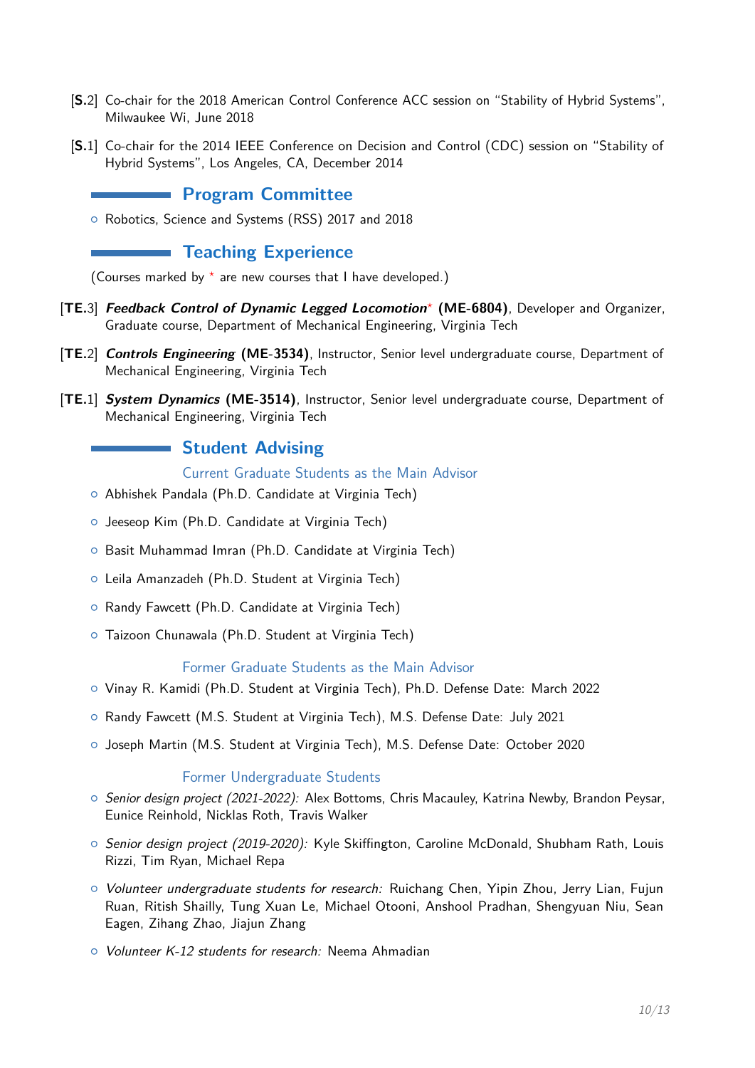[**S.**2] Co-chair for the 2018 American Control Conference ACC session on "Stability of Hybrid Systems", Milwaukee Wi, June 2018

[**S.**1] Co-chair for the 2014 IEEE Conference on Decision and Control (CDC) session on "Stability of Hybrid Systems", Los Angeles, CA, December 2014

## Program Committee

- Robotics, Science and Systems (RSS) 2017 and 2018

## Teaching Experience

(Courses marked by * are new courses that I have developed.)

[**TE.**3] ***Feedback Control of Dynamic Legged Locomotion**** **(ME-6804)**, Developer and Organizer, Graduate course, Department of Mechanical Engineering, Virginia Tech

[**TE.**2] ***Controls Engineering*** **(ME-3534)**, Instructor, Senior level undergraduate course, Department of Mechanical Engineering, Virginia Tech

[**TE.**1] ***System Dynamics*** **(ME-3514)**, Instructor, Senior level undergraduate course, Department of Mechanical Engineering, Virginia Tech

## Student Advising

### Current Graduate Students as the Main Advisor

- Abhishek Pandala (Ph.D. Candidate at Virginia Tech)
- Jeeseop Kim (Ph.D. Candidate at Virginia Tech)
- Basit Muhammad Imran (Ph.D. Candidate at Virginia Tech)
- Leila Amanzadeh (Ph.D. Student at Virginia Tech)
- Randy Fawcett (Ph.D. Candidate at Virginia Tech)
- Taizoon Chunawala (Ph.D. Student at Virginia Tech)

### Former Graduate Students as the Main Advisor

- Vinay R. Kamidi (Ph.D. Student at Virginia Tech), Ph.D. Defense Date: March 2022
- Randy Fawcett (M.S. Student at Virginia Tech), M.S. Defense Date: July 2021
- Joseph Martin (M.S. Student at Virginia Tech), M.S. Defense Date: October 2020

### Former Undergraduate Students

- *Senior design project (2021-2022):* Alex Bottoms, Chris Macauley, Katrina Newby, Brandon Peysar, Eunice Reinhold, Nicklas Roth, Travis Walker
- *Senior design project (2019-2020):* Kyle Skiffington, Caroline McDonald, Shubham Rath, Louis Rizzi, Tim Ryan, Michael Repa
- *Volunteer undergraduate students for research:* Ruichang Chen, Yipin Zhou, Jerry Lian, Fujun Ruan, Ritish Shailly, Tung Xuan Le, Michael Otooni, Anshool Pradhan, Shengyuan Niu, Sean Eagen, Zihang Zhao, Jiajun Zhang
- *Volunteer K-12 students for research:* Neema Ahmadian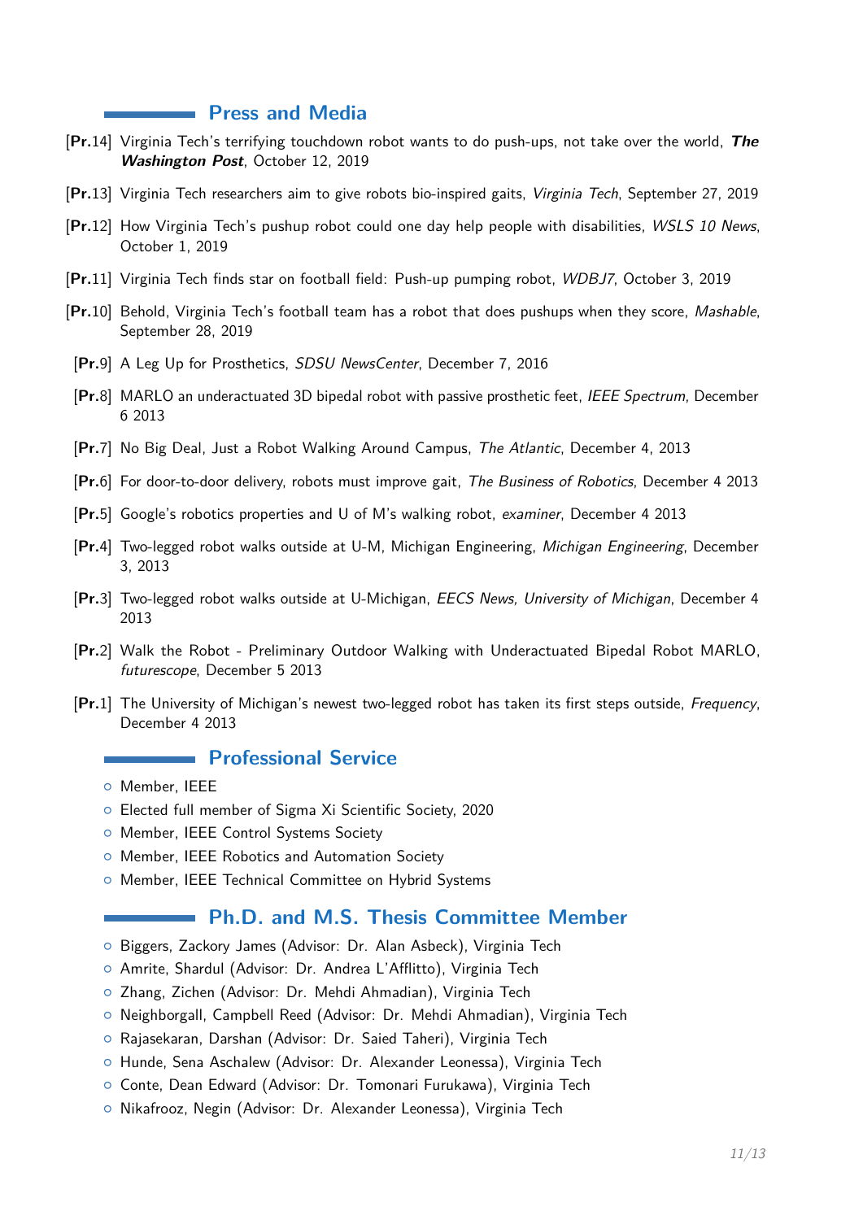## Press and Media

- **[Pr.14]** Virginia Tech's terrifying touchdown robot wants to do push-ups, not take over the world, ***The Washington Post***, October 12, 2019
- **[Pr.13]** Virginia Tech researchers aim to give robots bio-inspired gaits, *Virginia Tech*, September 27, 2019
- **[Pr.12]** How Virginia Tech's pushup robot could one day help people with disabilities, *WSLS 10 News*, October 1, 2019
- **[Pr.11]** Virginia Tech finds star on football field: Push-up pumping robot, *WDBJ7*, October 3, 2019
- **[Pr.10]** Behold, Virginia Tech's football team has a robot that does pushups when they score, *Mashable*, September 28, 2019
- **[Pr.9]** A Leg Up for Prosthetics, *SDSU NewsCenter*, December 7, 2016
- **[Pr.8]** MARLO an underactuated 3D bipedal robot with passive prosthetic feet, *IEEE Spectrum*, December 6 2013
- **[Pr.7]** No Big Deal, Just a Robot Walking Around Campus, *The Atlantic*, December 4, 2013
- **[Pr.6]** For door-to-door delivery, robots must improve gait, *The Business of Robotics*, December 4 2013
- **[Pr.5]** Google's robotics properties and U of M's walking robot, *examiner*, December 4 2013
- **[Pr.4]** Two-legged robot walks outside at U-M, Michigan Engineering, *Michigan Engineering*, December 3, 2013
- **[Pr.3]** Two-legged robot walks outside at U-Michigan, *EECS News, University of Michigan*, December 4 2013
- **[Pr.2]** Walk the Robot - Preliminary Outdoor Walking with Underactuated Bipedal Robot MARLO, *futurescope*, December 5 2013
- **[Pr.1]** The University of Michigan's newest two-legged robot has taken its first steps outside, *Frequency*, December 4 2013

## Professional Service

- Member, IEEE
- Elected full member of Sigma Xi Scientific Society, 2020
- Member, IEEE Control Systems Society
- Member, IEEE Robotics and Automation Society
- Member, IEEE Technical Committee on Hybrid Systems

## Ph.D. and M.S. Thesis Committee Member

- Biggers, Zackory James (Advisor: Dr. Alan Asbeck), Virginia Tech
- Amrite, Shardul (Advisor: Dr. Andrea L'Afflitto), Virginia Tech
- Zhang, Zichen (Advisor: Dr. Mehdi Ahmadian), Virginia Tech
- Neighborgall, Campbell Reed (Advisor: Dr. Mehdi Ahmadian), Virginia Tech
- Rajasekaran, Darshan (Advisor: Dr. Saied Taheri), Virginia Tech
- Hunde, Sena Aschalew (Advisor: Dr. Alexander Leonessa), Virginia Tech
- Conte, Dean Edward (Advisor: Dr. Tomonari Furukawa), Virginia Tech
- Nikafrooz, Negin (Advisor: Dr. Alexander Leonessa), Virginia Tech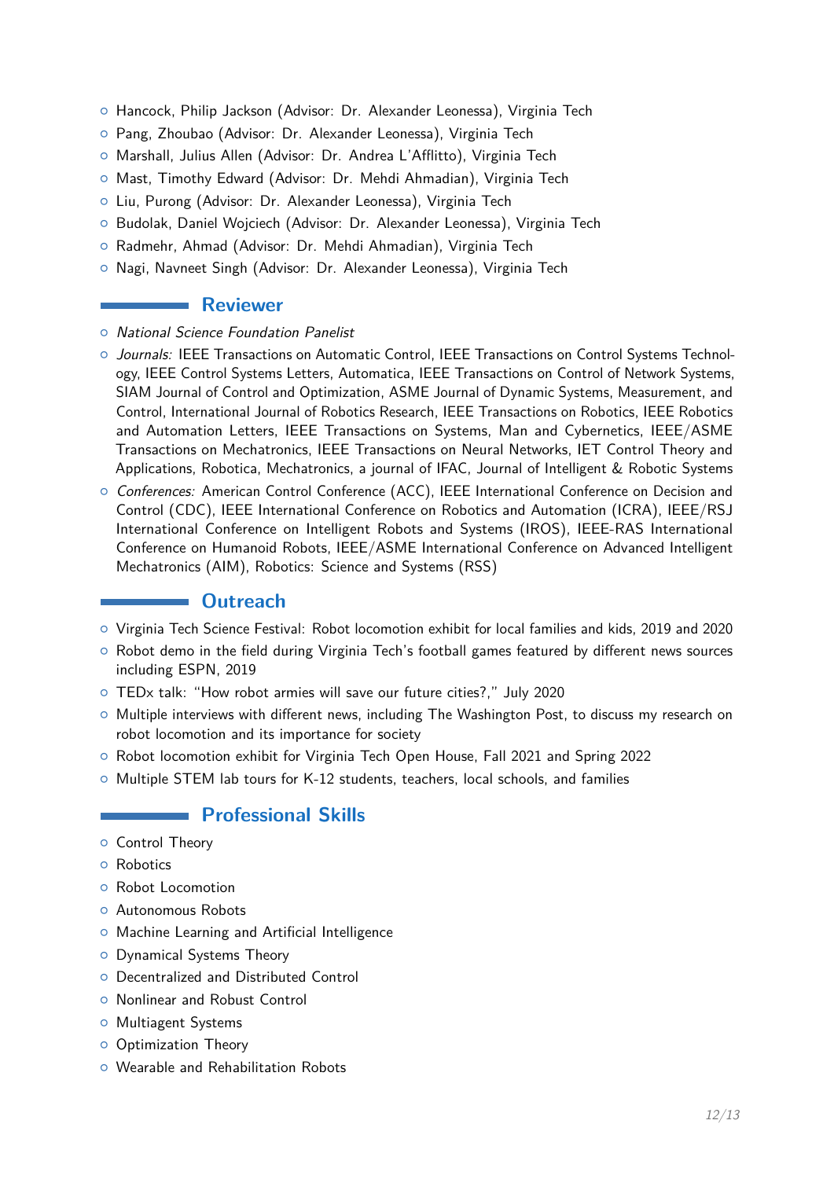- Hancock, Philip Jackson (Advisor: Dr. Alexander Leonessa), Virginia Tech
- Pang, Zhoubao (Advisor: Dr. Alexander Leonessa), Virginia Tech
- Marshall, Julius Allen (Advisor: Dr. Andrea L'Afflitto), Virginia Tech
- Mast, Timothy Edward (Advisor: Dr. Mehdi Ahmadian), Virginia Tech
- Liu, Purong (Advisor: Dr. Alexander Leonessa), Virginia Tech
- Budolak, Daniel Wojciech (Advisor: Dr. Alexander Leonessa), Virginia Tech
- Radmehr, Ahmad (Advisor: Dr. Mehdi Ahmadian), Virginia Tech
- Nagi, Navneet Singh (Advisor: Dr. Alexander Leonessa), Virginia Tech

## Reviewer

- *National Science Foundation Panelist*
- *Journals:* IEEE Transactions on Automatic Control, IEEE Transactions on Control Systems Technology, IEEE Control Systems Letters, Automatica, IEEE Transactions on Control of Network Systems, SIAM Journal of Control and Optimization, ASME Journal of Dynamic Systems, Measurement, and Control, International Journal of Robotics Research, IEEE Transactions on Robotics, IEEE Robotics and Automation Letters, IEEE Transactions on Systems, Man and Cybernetics, IEEE/ASME Transactions on Mechatronics, IEEE Transactions on Neural Networks, IET Control Theory and Applications, Robotica, Mechatronics, a journal of IFAC, Journal of Intelligent & Robotic Systems
- *Conferences:* American Control Conference (ACC), IEEE International Conference on Decision and Control (CDC), IEEE International Conference on Robotics and Automation (ICRA), IEEE/RSJ International Conference on Intelligent Robots and Systems (IROS), IEEE-RAS International Conference on Humanoid Robots, IEEE/ASME International Conference on Advanced Intelligent Mechatronics (AIM), Robotics: Science and Systems (RSS)

## Outreach

- Virginia Tech Science Festival: Robot locomotion exhibit for local families and kids, 2019 and 2020
- Robot demo in the field during Virginia Tech's football games featured by different news sources including ESPN, 2019
- TEDx talk: "How robot armies will save our future cities?," July 2020
- Multiple interviews with different news, including The Washington Post, to discuss my research on robot locomotion and its importance for society
- Robot locomotion exhibit for Virginia Tech Open House, Fall 2021 and Spring 2022
- Multiple STEM lab tours for K-12 students, teachers, local schools, and families

## Professional Skills

- Control Theory
- Robotics
- Robot Locomotion
- Autonomous Robots
- Machine Learning and Artificial Intelligence
- Dynamical Systems Theory
- Decentralized and Distributed Control
- Nonlinear and Robust Control
- Multiagent Systems
- Optimization Theory
- Wearable and Rehabilitation Robots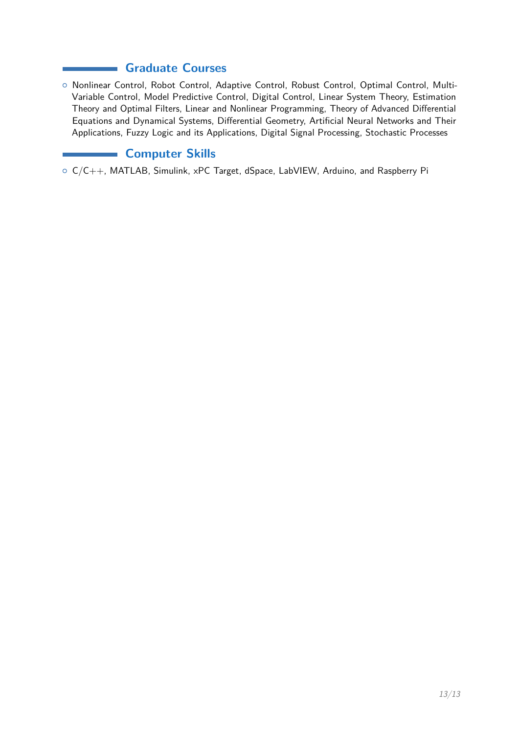## Graduate Courses

- Nonlinear Control, Robot Control, Adaptive Control, Robust Control, Optimal Control, Multi-Variable Control, Model Predictive Control, Digital Control, Linear System Theory, Estimation Theory and Optimal Filters, Linear and Nonlinear Programming, Theory of Advanced Differential Equations and Dynamical Systems, Differential Geometry, Artificial Neural Networks and Their Applications, Fuzzy Logic and its Applications, Digital Signal Processing, Stochastic Processes

## Computer Skills

- C/C++, MATLAB, Simulink, xPC Target, dSpace, LabVIEW, Arduino, and Raspberry Pi